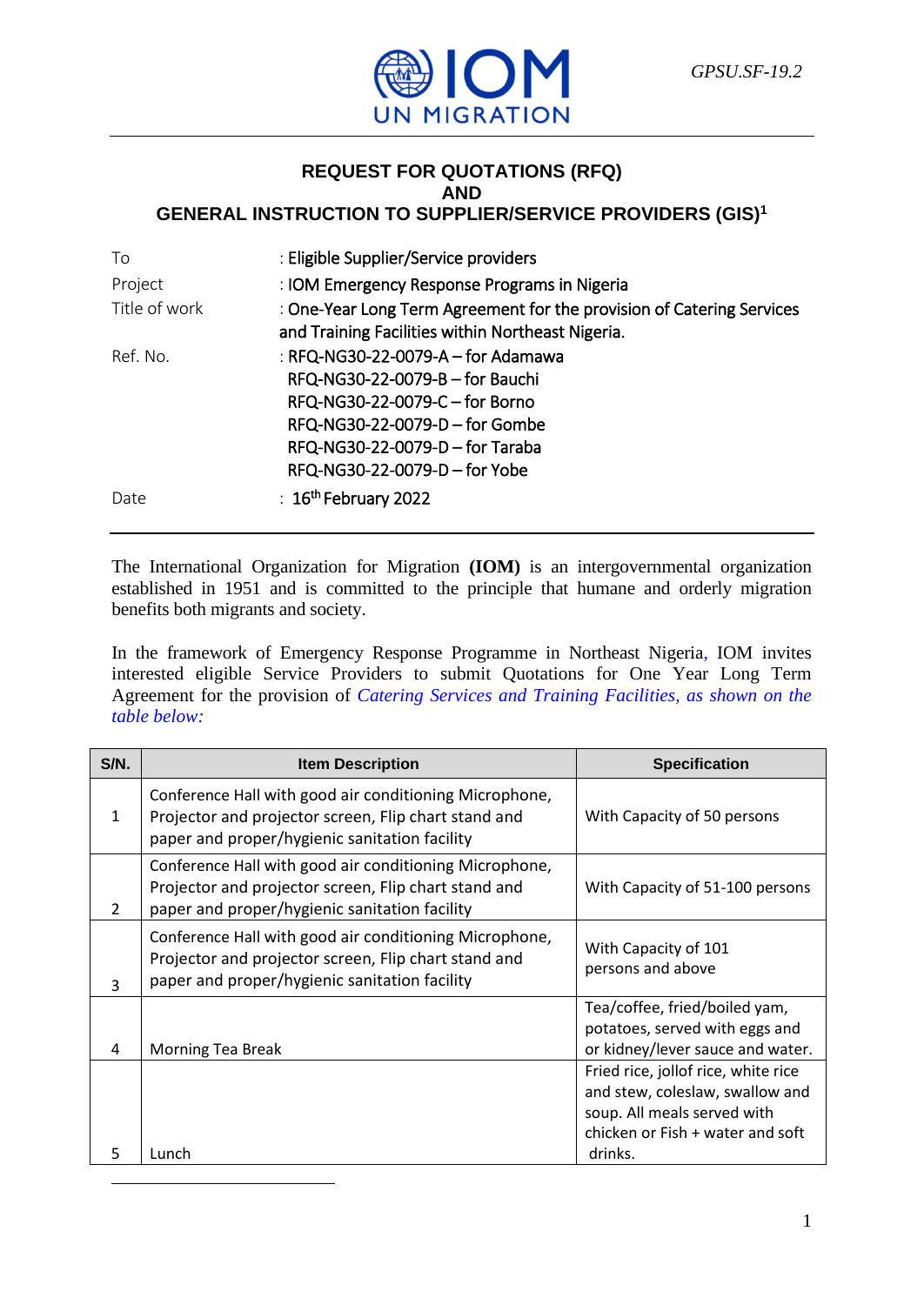GPSU.SF-19.2

# REQUEST FOR QUOTATIONS (RFQ) AND GENERAL INSTRUCTION TO SUPPLIER/SERVICE PROVIDERS (GIS)[1]

| | |
|---|---|
| To | : Eligible Supplier/Service providers |
| Project | : IOM Emergency Response Programs in Nigeria |
| Title of work | : One-Year Long Term Agreement for the provision of Catering Services and Training Facilities within Northeast Nigeria. |
| Ref. No. | : RFQ-NG30-22-0079-A – for Adamawa<br>RFQ-NG30-22-0079-B – for Bauchi<br>RFQ-NG30-22-0079-C – for Borno<br>RFQ-NG30-22-0079-D – for Gombe<br>RFQ-NG30-22-0079-D – for Taraba<br>RFQ-NG30-22-0079-D – for Yobe |
| Date | : 16th February 2022 |

The International Organization for Migration **(IOM)** is an intergovernmental organization established in 1951 and is committed to the principle that humane and orderly migration benefits both migrants and society.

In the framework of Emergency Response Programme in Northeast Nigeria, IOM invites interested eligible Service Providers to submit Quotations for One Year Long Term Agreement for the provision of *Catering Services and Training Facilities, as shown on the table below:*

| S/N. | Item Description | Specification |
|---|---|---|
| 1 | Conference Hall with good air conditioning Microphone, Projector and projector screen, Flip chart stand and paper and proper/hygienic sanitation facility | With Capacity of 50 persons |
| 2 | Conference Hall with good air conditioning Microphone, Projector and projector screen, Flip chart stand and paper and proper/hygienic sanitation facility | With Capacity of 51-100 persons |
| 3 | Conference Hall with good air conditioning Microphone, Projector and projector screen, Flip chart stand and paper and proper/hygienic sanitation facility | With Capacity of 101 persons and above |
| 4 | Morning Tea Break | Tea/coffee, fried/boiled yam, potatoes, served with eggs and or kidney/lever sauce and water. |
| 5 | Lunch | Fried rice, jollof rice, white rice and stew, coleslaw, swallow and soup. All meals served with chicken or Fish + water and soft drinks. |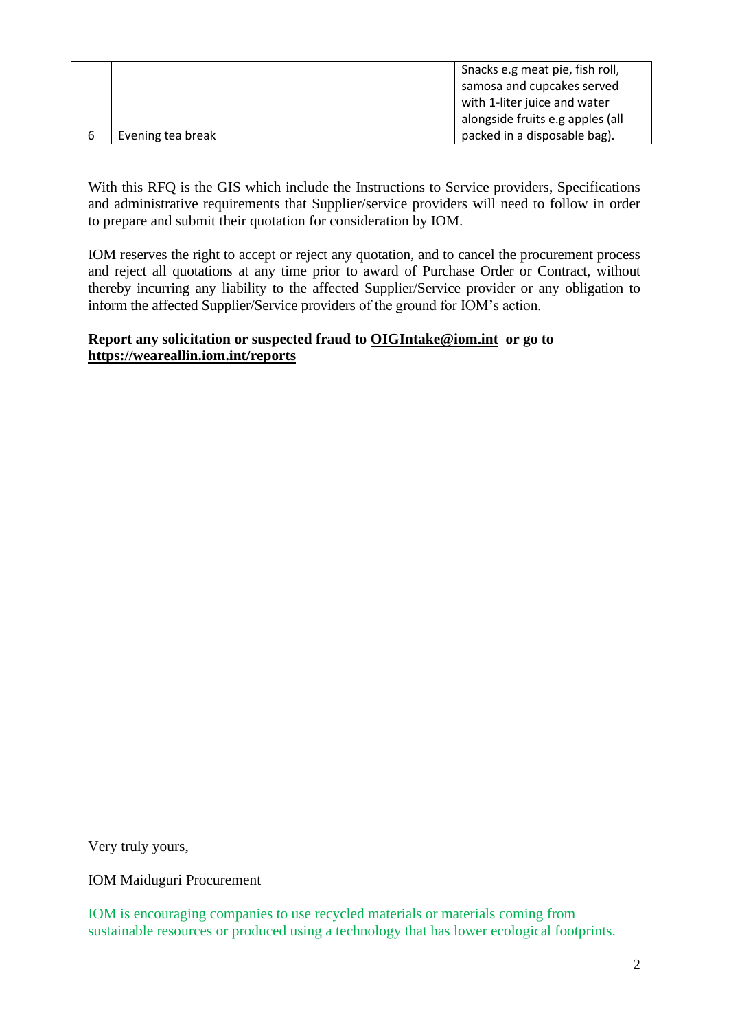| | | |
|---|---|---|
| 6 | Evening tea break | Snacks e.g meat pie, fish roll, samosa and cupcakes served with 1-liter juice and water alongside fruits e.g apples (all packed in a disposable bag). |

With this RFQ is the GIS which include the Instructions to Service providers, Specifications and administrative requirements that Supplier/service providers will need to follow in order to prepare and submit their quotation for consideration by IOM.

IOM reserves the right to accept or reject any quotation, and to cancel the procurement process and reject all quotations at any time prior to award of Purchase Order or Contract, without thereby incurring any liability to the affected Supplier/Service provider or any obligation to inform the affected Supplier/Service providers of the ground for IOM's action.

**Report any solicitation or suspected fraud to OIGIntake@iom.int or go to https://weareallin.iom.int/reports**

Very truly yours,

IOM Maiduguri Procurement

IOM is encouraging companies to use recycled materials or materials coming from sustainable resources or produced using a technology that has lower ecological footprints.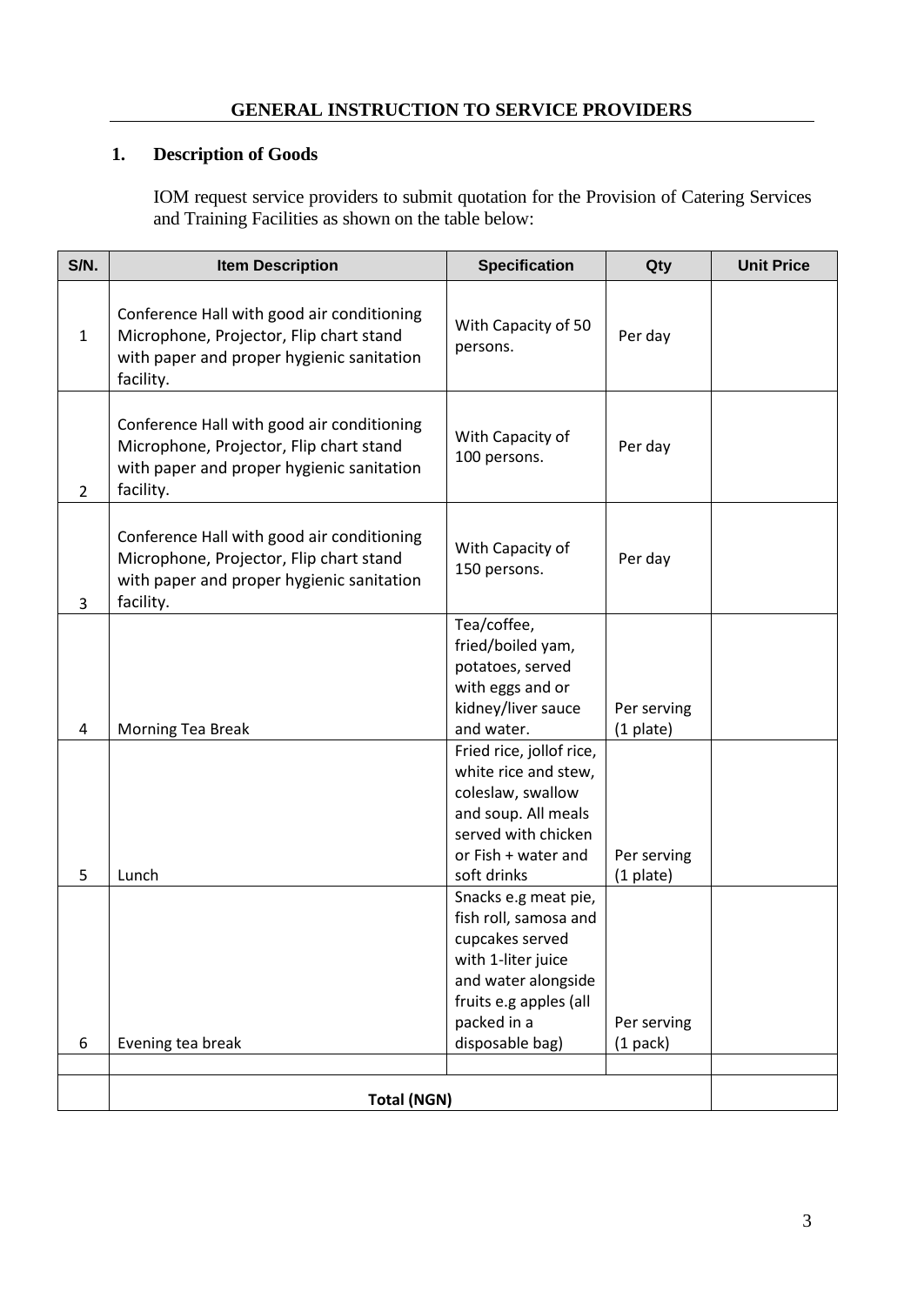## GENERAL INSTRUCTION TO SERVICE PROVIDERS

### 1. Description of Goods

IOM request service providers to submit quotation for the Provision of Catering Services and Training Facilities as shown on the table below:

| S/N. | Item Description | Specification | Qty | Unit Price |
|---|---|---|---|---|
| 1 | Conference Hall with good air conditioning Microphone, Projector, Flip chart stand with paper and proper hygienic sanitation facility. | With Capacity of 50 persons. | Per day | |
| 2 | Conference Hall with good air conditioning Microphone, Projector, Flip chart stand with paper and proper hygienic sanitation facility. | With Capacity of 100 persons. | Per day | |
| 3 | Conference Hall with good air conditioning Microphone, Projector, Flip chart stand with paper and proper hygienic sanitation facility. | With Capacity of 150 persons. | Per day | |
| 4 | Morning Tea Break | Tea/coffee, fried/boiled yam, potatoes, served with eggs and or kidney/liver sauce and water. | Per serving (1 plate) | |
| 5 | Lunch | Fried rice, jollof rice, white rice and stew, coleslaw, swallow and soup. All meals served with chicken or Fish + water and soft drinks | Per serving (1 plate) | |
| 6 | Evening tea break | Snacks e.g meat pie, fish roll, samosa and cupcakes served with 1-liter juice and water alongside fruits e.g apples (all packed in a disposable bag) | Per serving (1 pack) | |
| | | | | |
| | **Total (NGN)** | | | |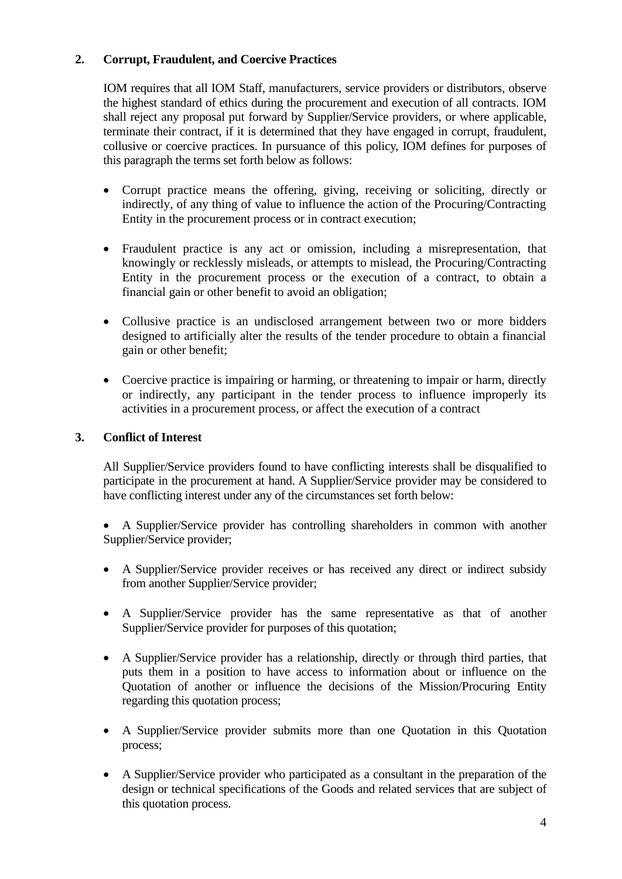## 2. Corrupt, Fraudulent, and Coercive Practices

IOM requires that all IOM Staff, manufacturers, service providers or distributors, observe the highest standard of ethics during the procurement and execution of all contracts. IOM shall reject any proposal put forward by Supplier/Service providers, or where applicable, terminate their contract, if it is determined that they have engaged in corrupt, fraudulent, collusive or coercive practices. In pursuance of this policy, IOM defines for purposes of this paragraph the terms set forth below as follows:

- Corrupt practice means the offering, giving, receiving or soliciting, directly or indirectly, of any thing of value to influence the action of the Procuring/Contracting Entity in the procurement process or in contract execution;
- Fraudulent practice is any act or omission, including a misrepresentation, that knowingly or recklessly misleads, or attempts to mislead, the Procuring/Contracting Entity in the procurement process or the execution of a contract, to obtain a financial gain or other benefit to avoid an obligation;
- Collusive practice is an undisclosed arrangement between two or more bidders designed to artificially alter the results of the tender procedure to obtain a financial gain or other benefit;
- Coercive practice is impairing or harming, or threatening to impair or harm, directly or indirectly, any participant in the tender process to influence improperly its activities in a procurement process, or affect the execution of a contract

## 3. Conflict of Interest

All Supplier/Service providers found to have conflicting interests shall be disqualified to participate in the procurement at hand. A Supplier/Service provider may be considered to have conflicting interest under any of the circumstances set forth below:

- A Supplier/Service provider has controlling shareholders in common with another Supplier/Service provider;
- A Supplier/Service provider receives or has received any direct or indirect subsidy from another Supplier/Service provider;
- A Supplier/Service provider has the same representative as that of another Supplier/Service provider for purposes of this quotation;
- A Supplier/Service provider has a relationship, directly or through third parties, that puts them in a position to have access to information about or influence on the Quotation of another or influence the decisions of the Mission/Procuring Entity regarding this quotation process;
- A Supplier/Service provider submits more than one Quotation in this Quotation process;
- A Supplier/Service provider who participated as a consultant in the preparation of the design or technical specifications of the Goods and related services that are subject of this quotation process.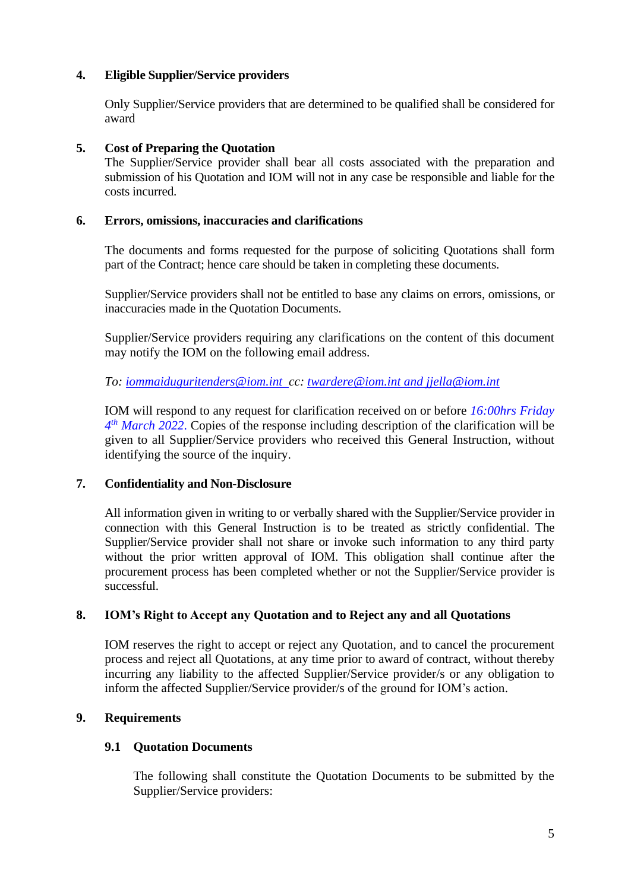## 4. Eligible Supplier/Service providers

Only Supplier/Service providers that are determined to be qualified shall be considered for award

## 5. Cost of Preparing the Quotation

The Supplier/Service provider shall bear all costs associated with the preparation and submission of his Quotation and IOM will not in any case be responsible and liable for the costs incurred.

## 6. Errors, omissions, inaccuracies and clarifications

The documents and forms requested for the purpose of soliciting Quotations shall form part of the Contract; hence care should be taken in completing these documents.

Supplier/Service providers shall not be entitled to base any claims on errors, omissions, or inaccuracies made in the Quotation Documents.

Supplier/Service providers requiring any clarifications on the content of this document may notify the IOM on the following email address.

*To: iommaiduguritenders@iom.int cc: twardere@iom.int and jjella@iom.int*

IOM will respond to any request for clarification received on or before *16:00hrs Friday 4th March 2022*. Copies of the response including description of the clarification will be given to all Supplier/Service providers who received this General Instruction, without identifying the source of the inquiry.

## 7. Confidentiality and Non-Disclosure

All information given in writing to or verbally shared with the Supplier/Service provider in connection with this General Instruction is to be treated as strictly confidential. The Supplier/Service provider shall not share or invoke such information to any third party without the prior written approval of IOM. This obligation shall continue after the procurement process has been completed whether or not the Supplier/Service provider is successful.

## 8. IOM's Right to Accept any Quotation and to Reject any and all Quotations

IOM reserves the right to accept or reject any Quotation, and to cancel the procurement process and reject all Quotations, at any time prior to award of contract, without thereby incurring any liability to the affected Supplier/Service provider/s or any obligation to inform the affected Supplier/Service provider/s of the ground for IOM's action.

## 9. Requirements

### 9.1 Quotation Documents

The following shall constitute the Quotation Documents to be submitted by the Supplier/Service providers: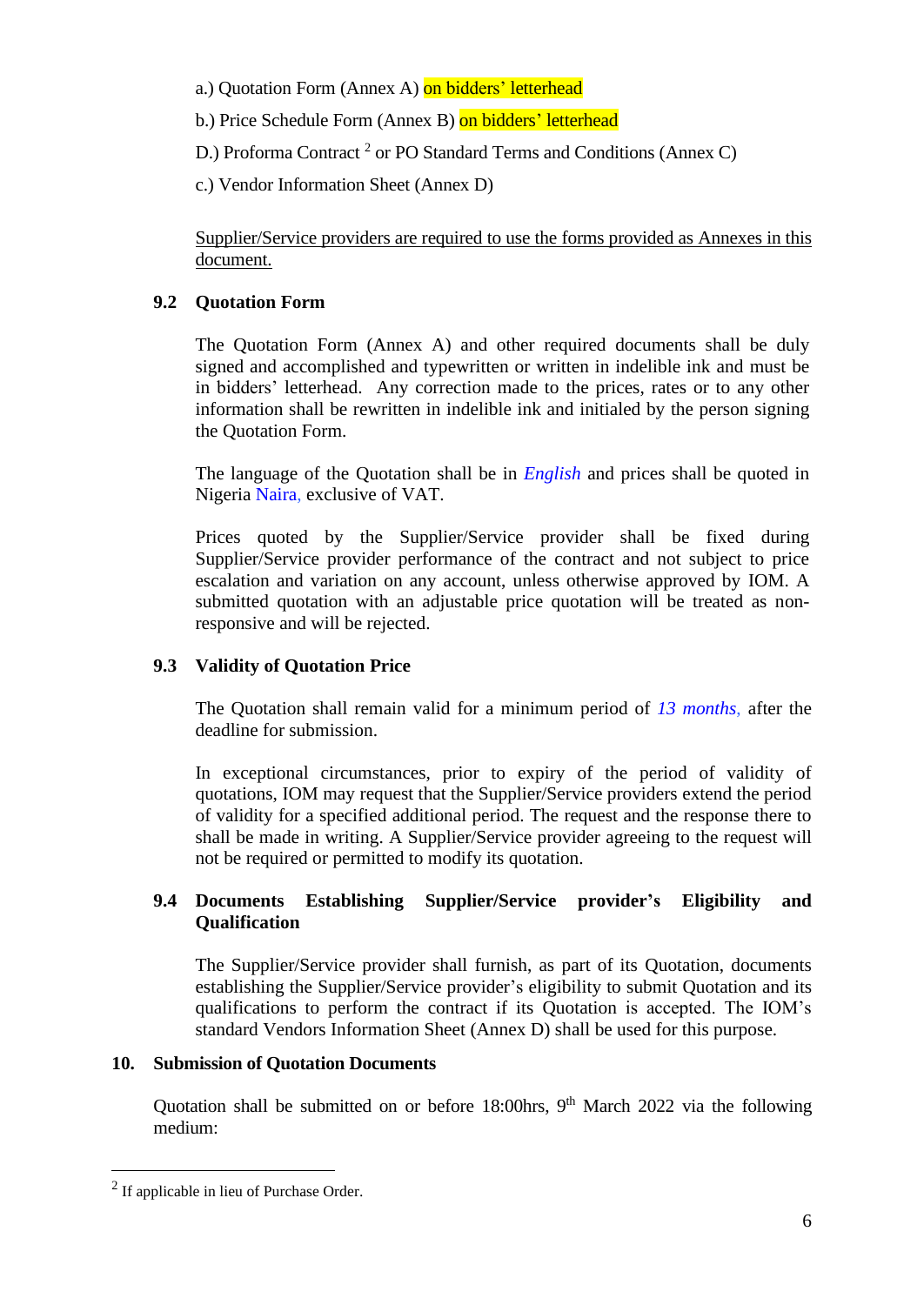a.) Quotation Form (Annex A) on bidders' letterhead

b.) Price Schedule Form (Annex B) on bidders' letterhead

D.) Proforma Contract [2] or PO Standard Terms and Conditions (Annex C)

c.) Vendor Information Sheet (Annex D)

Supplier/Service providers are required to use the forms provided as Annexes in this document.

### 9.2 Quotation Form

The Quotation Form (Annex A) and other required documents shall be duly signed and accomplished and typewritten or written in indelible ink and must be in bidders' letterhead. Any correction made to the prices, rates or to any other information shall be rewritten in indelible ink and initialed by the person signing the Quotation Form.

The language of the Quotation shall be in *English* and prices shall be quoted in Nigeria Naira, exclusive of VAT.

Prices quoted by the Supplier/Service provider shall be fixed during Supplier/Service provider performance of the contract and not subject to price escalation and variation on any account, unless otherwise approved by IOM. A submitted quotation with an adjustable price quotation will be treated as non-responsive and will be rejected.

### 9.3 Validity of Quotation Price

The Quotation shall remain valid for a minimum period of *13 months*, after the deadline for submission.

In exceptional circumstances, prior to expiry of the period of validity of quotations, IOM may request that the Supplier/Service providers extend the period of validity for a specified additional period. The request and the response there to shall be made in writing. A Supplier/Service provider agreeing to the request will not be required or permitted to modify its quotation.

### 9.4 Documents Establishing Supplier/Service provider's Eligibility and Qualification

The Supplier/Service provider shall furnish, as part of its Quotation, documents establishing the Supplier/Service provider's eligibility to submit Quotation and its qualifications to perform the contract if its Quotation is accepted. The IOM's standard Vendors Information Sheet (Annex D) shall be used for this purpose.

## 10. Submission of Quotation Documents

Quotation shall be submitted on or before 18:00hrs, 9th March 2022 via the following medium:

[2] If applicable in lieu of Purchase Order.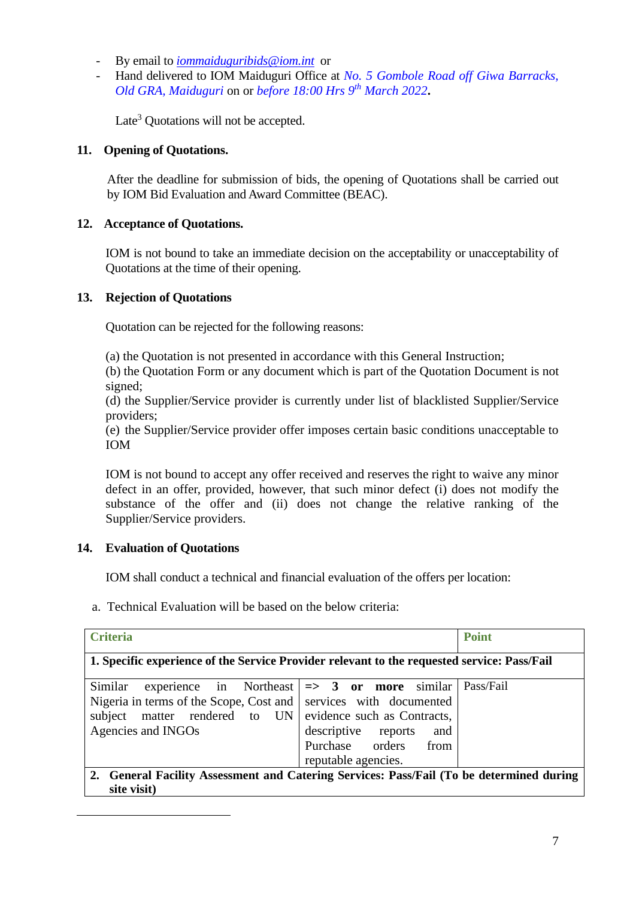- By email to *iommaiduguribids@iom.int* or
- Hand delivered to IOM Maiduguri Office at *No. 5 Gombole Road off Giwa Barracks, Old GRA, Maiduguri* on or *before 18:00 Hrs 9th March 2022*.

Late[3] Quotations will not be accepted.

### 11. Opening of Quotations.

After the deadline for submission of bids, the opening of Quotations shall be carried out by IOM Bid Evaluation and Award Committee (BEAC).

### 12. Acceptance of Quotations.

IOM is not bound to take an immediate decision on the acceptability or unacceptability of Quotations at the time of their opening.

### 13. Rejection of Quotations

Quotation can be rejected for the following reasons:

(a) the Quotation is not presented in accordance with this General Instruction;
(b) the Quotation Form or any document which is part of the Quotation Document is not signed;
(d) the Supplier/Service provider is currently under list of blacklisted Supplier/Service providers;
(e) the Supplier/Service provider offer imposes certain basic conditions unacceptable to IOM

IOM is not bound to accept any offer received and reserves the right to waive any minor defect in an offer, provided, however, that such minor defect (i) does not modify the substance of the offer and (ii) does not change the relative ranking of the Supplier/Service providers.

### 14. Evaluation of Quotations

IOM shall conduct a technical and financial evaluation of the offers per location:

a. Technical Evaluation will be based on the below criteria:

| Criteria | | Point |
|---|---|---|
| **1. Specific experience of the Service Provider relevant to the requested service: Pass/Fail** | | |
| Similar experience in Northeast Nigeria in terms of the Scope, Cost and subject matter rendered to UN Agencies and INGOs | => **3 or more** similar services with documented evidence such as Contracts, descriptive reports and Purchase orders from reputable agencies. | Pass/Fail |
| **2. General Facility Assessment and Catering Services: Pass/Fail (To be determined during site visit)** | | |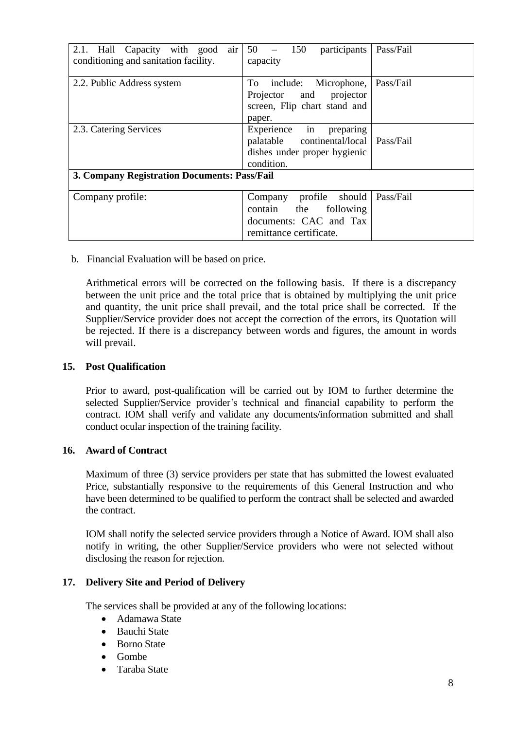| | | |
|---|---|---|
| 2.1. Hall Capacity with good air conditioning and sanitation facility. | 50 – 150 participants capacity | Pass/Fail |
| 2.2. Public Address system | To include: Microphone, Projector and projector screen, Flip chart stand and paper. | Pass/Fail |
| 2.3. Catering Services | Experience in preparing palatable continental/local dishes under proper hygienic condition. | Pass/Fail |
| **3. Company Registration Documents: Pass/Fail** | | |
| Company profile: | Company profile should contain the following documents: CAC and Tax remittance certificate. | Pass/Fail |

b. Financial Evaluation will be based on price.

Arithmetical errors will be corrected on the following basis. If there is a discrepancy between the unit price and the total price that is obtained by multiplying the unit price and quantity, the unit price shall prevail, and the total price shall be corrected. If the Supplier/Service provider does not accept the correction of the errors, its Quotation will be rejected. If there is a discrepancy between words and figures, the amount in words will prevail.

### 15. Post Qualification

Prior to award, post-qualification will be carried out by IOM to further determine the selected Supplier/Service provider's technical and financial capability to perform the contract. IOM shall verify and validate any documents/information submitted and shall conduct ocular inspection of the training facility.

### 16. Award of Contract

Maximum of three (3) service providers per state that has submitted the lowest evaluated Price, substantially responsive to the requirements of this General Instruction and who have been determined to be qualified to perform the contract shall be selected and awarded the contract.

IOM shall notify the selected service providers through a Notice of Award. IOM shall also notify in writing, the other Supplier/Service providers who were not selected without disclosing the reason for rejection.

### 17. Delivery Site and Period of Delivery

The services shall be provided at any of the following locations:

- Adamawa State
- Bauchi State
- Borno State
- Gombe
- Taraba State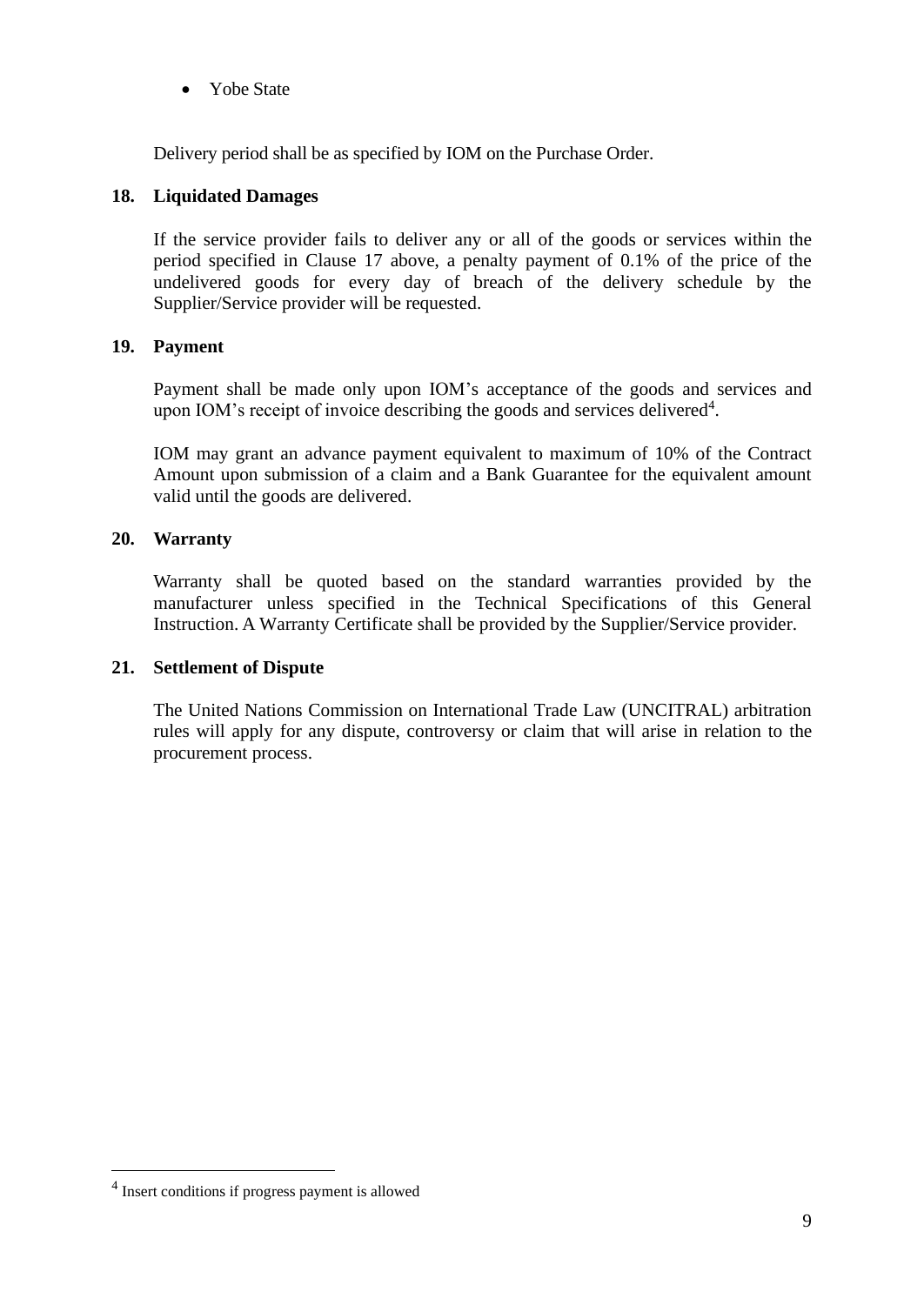- Yobe State

Delivery period shall be as specified by IOM on the Purchase Order.

**18. Liquidated Damages**

If the service provider fails to deliver any or all of the goods or services within the period specified in Clause 17 above, a penalty payment of 0.1% of the price of the undelivered goods for every day of breach of the delivery schedule by the Supplier/Service provider will be requested.

**19. Payment**

Payment shall be made only upon IOM's acceptance of the goods and services and upon IOM's receipt of invoice describing the goods and services delivered[4].

IOM may grant an advance payment equivalent to maximum of 10% of the Contract Amount upon submission of a claim and a Bank Guarantee for the equivalent amount valid until the goods are delivered.

**20. Warranty**

Warranty shall be quoted based on the standard warranties provided by the manufacturer unless specified in the Technical Specifications of this General Instruction. A Warranty Certificate shall be provided by the Supplier/Service provider.

**21. Settlement of Dispute**

The United Nations Commission on International Trade Law (UNCITRAL) arbitration rules will apply for any dispute, controversy or claim that will arise in relation to the procurement process.

---

[4] Insert conditions if progress payment is allowed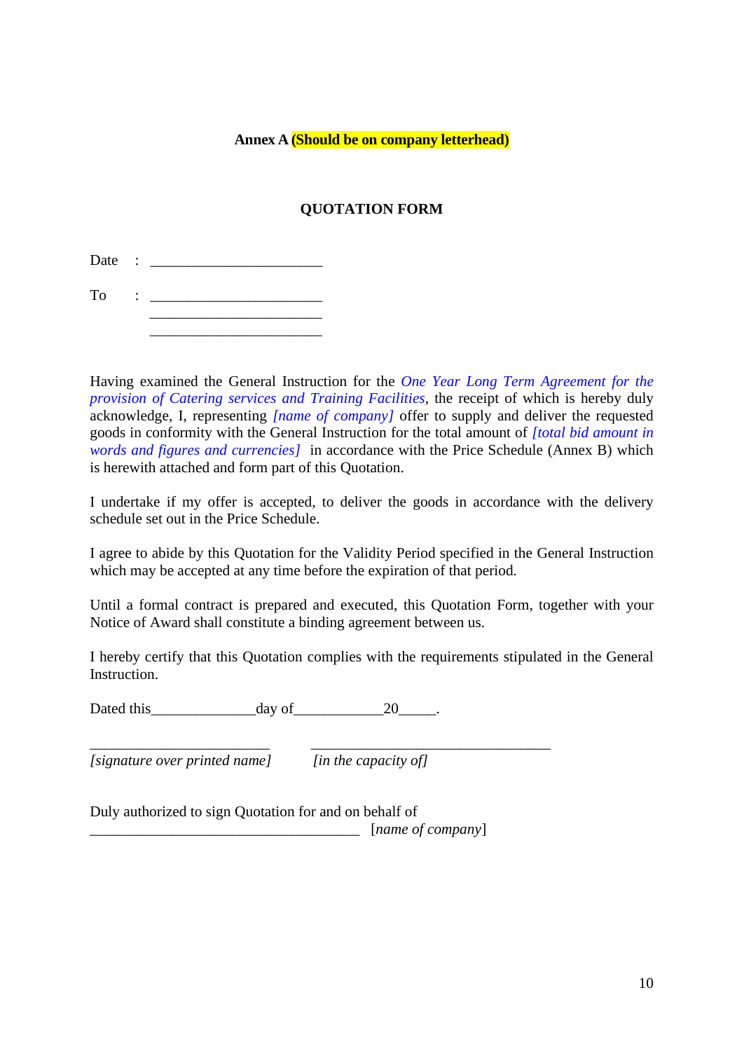**Annex A (Should be on company letterhead)**

**QUOTATION FORM**

Date : ______________________

To : ______________________
______________________
______________________

Having examined the General Instruction for the *One Year Long Term Agreement for the provision of Catering services and Training Facilities*, the receipt of which is hereby duly acknowledge, I, representing *[name of company]* offer to supply and deliver the requested goods in conformity with the General Instruction for the total amount of *[total bid amount in words and figures and currencies]* in accordance with the Price Schedule (Annex B) which is herewith attached and form part of this Quotation.

I undertake if my offer is accepted, to deliver the goods in accordance with the delivery schedule set out in the Price Schedule.

I agree to abide by this Quotation for the Validity Period specified in the General Instruction which may be accepted at any time before the expiration of that period.

Until a formal contract is prepared and executed, this Quotation Form, together with your Notice of Award shall constitute a binding agreement between us.

I hereby certify that this Quotation complies with the requirements stipulated in the General Instruction.

Dated this______________day of____________20_____.

________________________ ________________________________
*[signature over printed name]* *[in the capacity of]*

Duly authorized to sign Quotation for and on behalf of
____________________________________ [*name of company*]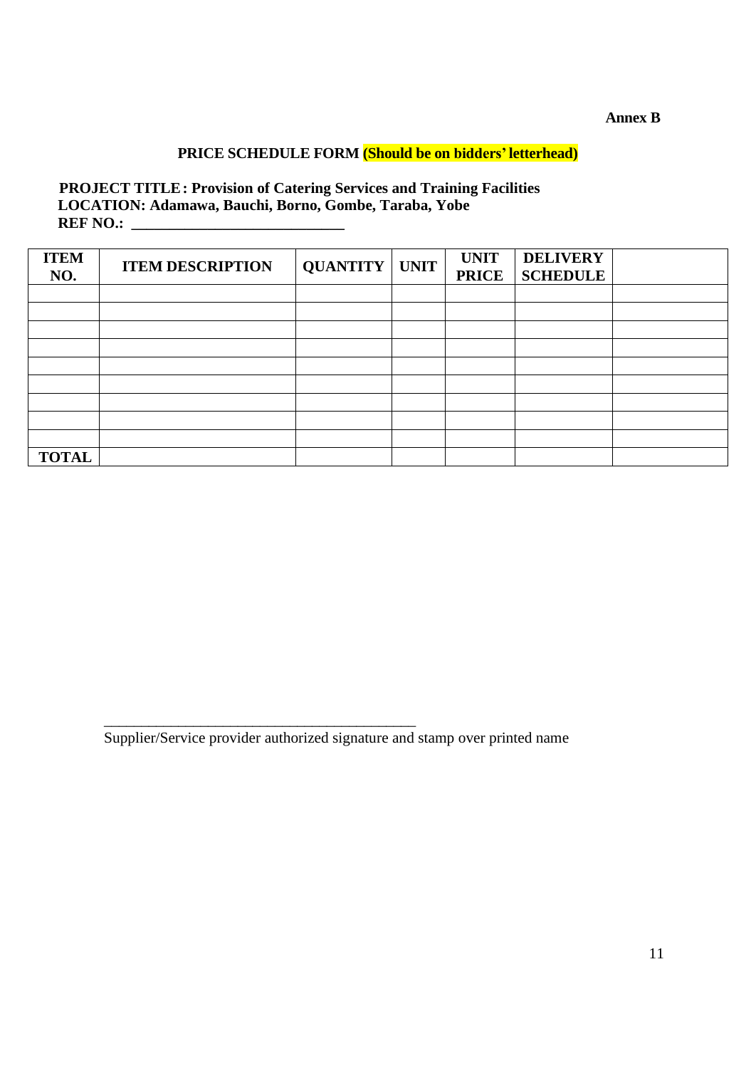**Annex B**

## PRICE SCHEDULE FORM (Should be on bidders' letterhead)

**PROJECT TITLE: Provision of Catering Services and Training Facilities**
**LOCATION: Adamawa, Bauchi, Borno, Gombe, Taraba, Yobe**
**REF NO.: ___________________________**

| ITEM NO. | ITEM DESCRIPTION | QUANTITY | UNIT | UNIT PRICE | DELIVERY SCHEDULE | |
|---|---|---|---|---|---|---|
| | | | | | | |
| | | | | | | |
| | | | | | | |
| | | | | | | |
| | | | | | | |
| | | | | | | |
| | | | | | | |
| | | | | | | |
| | | | | | | |
| **TOTAL** | | | | | | |

_________________________________________
Supplier/Service provider authorized signature and stamp over printed name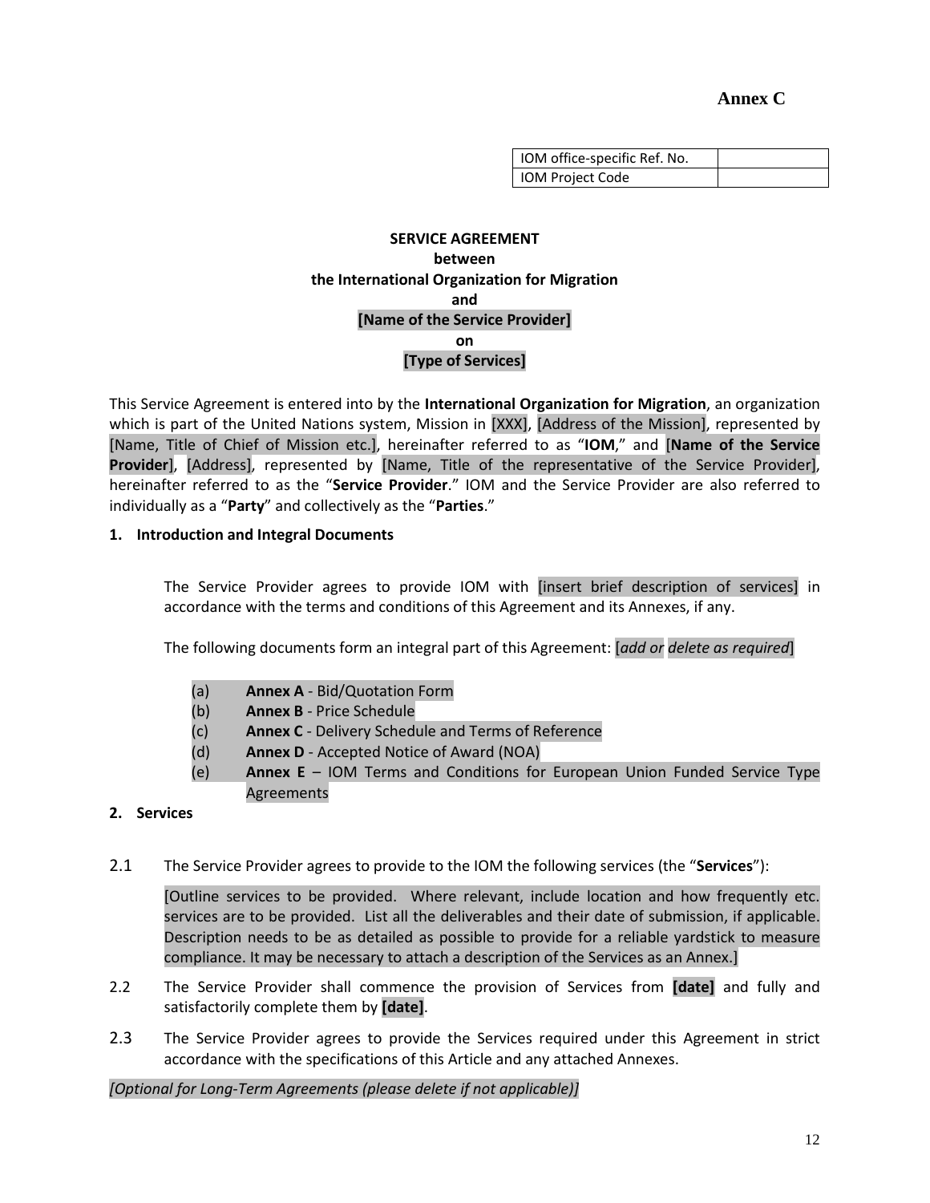**Annex C**

| IOM office-specific Ref. No. | |
|---|---|
| IOM Project Code | |

**SERVICE AGREEMENT**
**between**
**the International Organization for Migration**
**and**
**[Name of the Service Provider]**
**on**
**[Type of Services]**

This Service Agreement is entered into by the **International Organization for Migration**, an organization which is part of the United Nations system, Mission in [XXX], [Address of the Mission], represented by [Name, Title of Chief of Mission etc.], hereinafter referred to as "**IOM**," and [**Name of the Service Provider**], [Address], represented by [Name, Title of the representative of the Service Provider], hereinafter referred to as the "**Service Provider**." IOM and the Service Provider are also referred to individually as a "**Party**" and collectively as the "**Parties**."

**1. Introduction and Integral Documents**

The Service Provider agrees to provide IOM with [insert brief description of services] in accordance with the terms and conditions of this Agreement and its Annexes, if any.

The following documents form an integral part of this Agreement: [*add or delete as required*]

(a) **Annex A** - Bid/Quotation Form
(b) **Annex B** - Price Schedule
(c) **Annex C** - Delivery Schedule and Terms of Reference
(d) **Annex D** - Accepted Notice of Award (NOA)
(e) **Annex E** – IOM Terms and Conditions for European Union Funded Service Type Agreements

**2. Services**

2.1 The Service Provider agrees to provide to the IOM the following services (the "**Services**"):

[Outline services to be provided. Where relevant, include location and how frequently etc. services are to be provided. List all the deliverables and their date of submission, if applicable. Description needs to be as detailed as possible to provide for a reliable yardstick to measure compliance. It may be necessary to attach a description of the Services as an Annex.]

2.2 The Service Provider shall commence the provision of Services from **[date]** and fully and satisfactorily complete them by **[date]**.

2.3 The Service Provider agrees to provide the Services required under this Agreement in strict accordance with the specifications of this Article and any attached Annexes.

*[Optional for Long-Term Agreements (please delete if not applicable)]*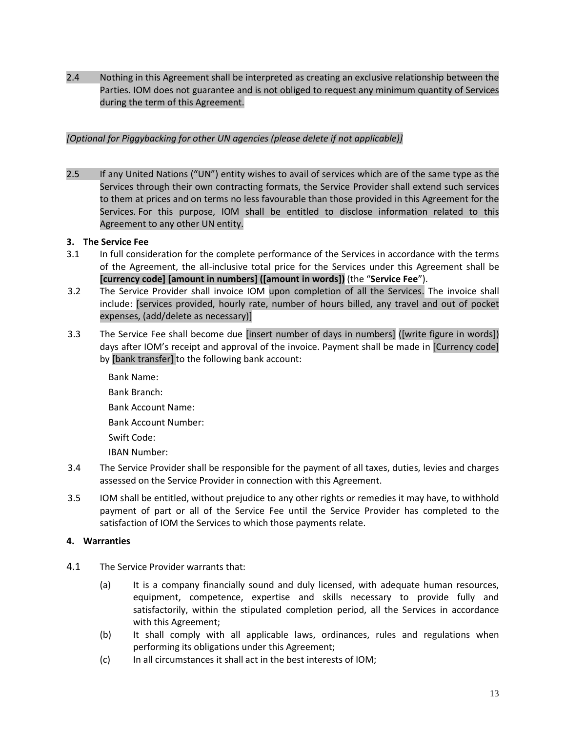2.4 Nothing in this Agreement shall be interpreted as creating an exclusive relationship between the Parties. IOM does not guarantee and is not obliged to request any minimum quantity of Services during the term of this Agreement.

*[Optional for Piggybacking for other UN agencies (please delete if not applicable)]*

2.5 If any United Nations ("UN") entity wishes to avail of services which are of the same type as the Services through their own contracting formats, the Service Provider shall extend such services to them at prices and on terms no less favourable than those provided in this Agreement for the Services. For this purpose, IOM shall be entitled to disclose information related to this Agreement to any other UN entity.

**3. The Service Fee**

3.1 In full consideration for the complete performance of the Services in accordance with the terms of the Agreement, the all-inclusive total price for the Services under this Agreement shall be **[currency code] [amount in numbers] ([amount in words])** (the "**Service Fee**").

3.2 The Service Provider shall invoice IOM upon completion of all the Services. The invoice shall include: [services provided, hourly rate, number of hours billed, any travel and out of pocket expenses, (add/delete as necessary)]

3.3 The Service Fee shall become due [insert number of days in numbers] ([write figure in words]) days after IOM's receipt and approval of the invoice. Payment shall be made in [Currency code] by [bank transfer] to the following bank account:

Bank Name:

Bank Branch:

Bank Account Name:

Bank Account Number:

Swift Code:

IBAN Number:

3.4 The Service Provider shall be responsible for the payment of all taxes, duties, levies and charges assessed on the Service Provider in connection with this Agreement.

3.5 IOM shall be entitled, without prejudice to any other rights or remedies it may have, to withhold payment of part or all of the Service Fee until the Service Provider has completed to the satisfaction of IOM the Services to which those payments relate.

**4. Warranties**

4.1 The Service Provider warrants that:

(a) It is a company financially sound and duly licensed, with adequate human resources, equipment, competence, expertise and skills necessary to provide fully and satisfactorily, within the stipulated completion period, all the Services in accordance with this Agreement;

(b) It shall comply with all applicable laws, ordinances, rules and regulations when performing its obligations under this Agreement;

(c) In all circumstances it shall act in the best interests of IOM;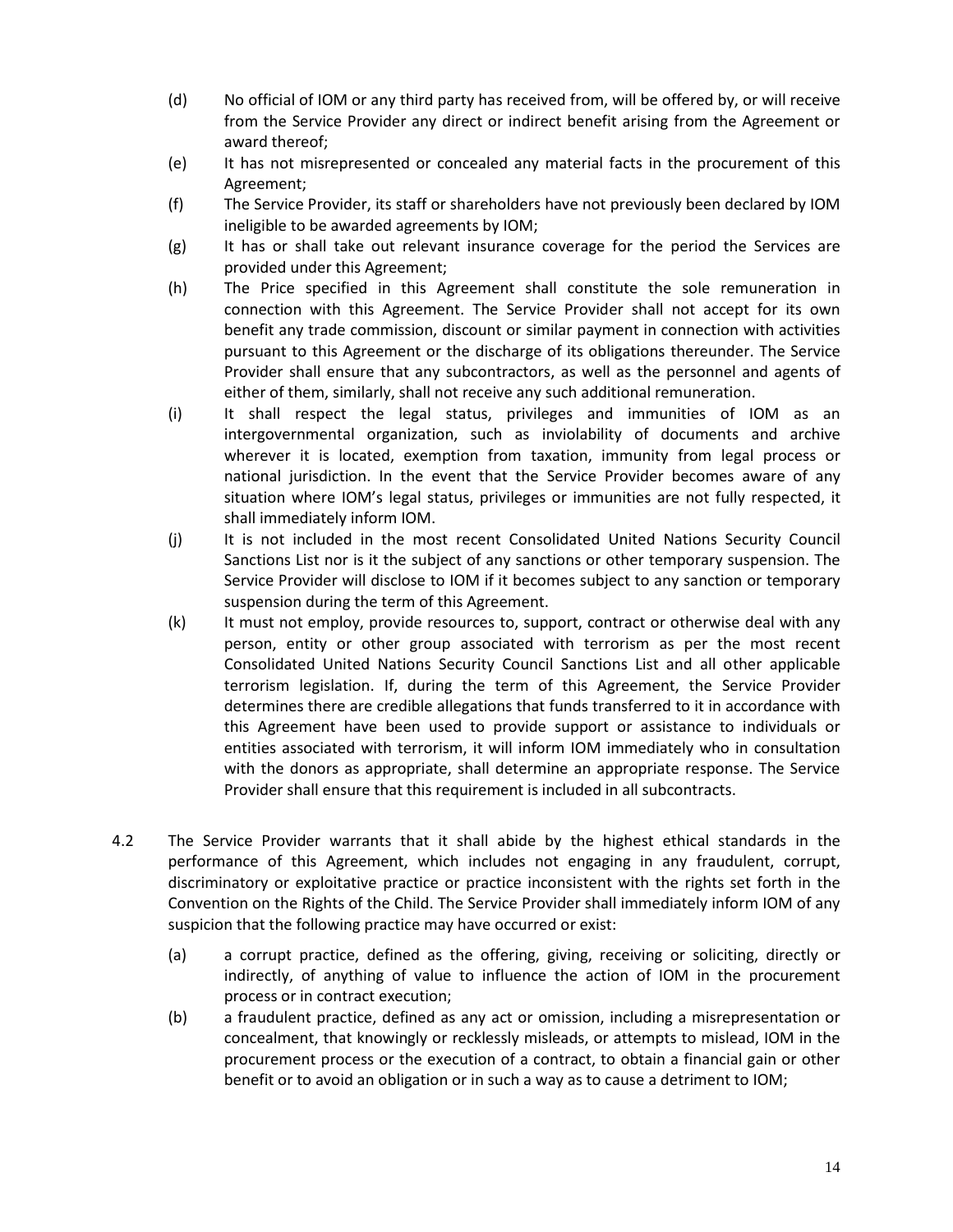(d) No official of IOM or any third party has received from, will be offered by, or will receive from the Service Provider any direct or indirect benefit arising from the Agreement or award thereof;

(e) It has not misrepresented or concealed any material facts in the procurement of this Agreement;

(f) The Service Provider, its staff or shareholders have not previously been declared by IOM ineligible to be awarded agreements by IOM;

(g) It has or shall take out relevant insurance coverage for the period the Services are provided under this Agreement;

(h) The Price specified in this Agreement shall constitute the sole remuneration in connection with this Agreement. The Service Provider shall not accept for its own benefit any trade commission, discount or similar payment in connection with activities pursuant to this Agreement or the discharge of its obligations thereunder. The Service Provider shall ensure that any subcontractors, as well as the personnel and agents of either of them, similarly, shall not receive any such additional remuneration.

(i) It shall respect the legal status, privileges and immunities of IOM as an intergovernmental organization, such as inviolability of documents and archive wherever it is located, exemption from taxation, immunity from legal process or national jurisdiction. In the event that the Service Provider becomes aware of any situation where IOM's legal status, privileges or immunities are not fully respected, it shall immediately inform IOM.

(j) It is not included in the most recent Consolidated United Nations Security Council Sanctions List nor is it the subject of any sanctions or other temporary suspension. The Service Provider will disclose to IOM if it becomes subject to any sanction or temporary suspension during the term of this Agreement.

(k) It must not employ, provide resources to, support, contract or otherwise deal with any person, entity or other group associated with terrorism as per the most recent Consolidated United Nations Security Council Sanctions List and all other applicable terrorism legislation. If, during the term of this Agreement, the Service Provider determines there are credible allegations that funds transferred to it in accordance with this Agreement have been used to provide support or assistance to individuals or entities associated with terrorism, it will inform IOM immediately who in consultation with the donors as appropriate, shall determine an appropriate response. The Service Provider shall ensure that this requirement is included in all subcontracts.

4.2 The Service Provider warrants that it shall abide by the highest ethical standards in the performance of this Agreement, which includes not engaging in any fraudulent, corrupt, discriminatory or exploitative practice or practice inconsistent with the rights set forth in the Convention on the Rights of the Child. The Service Provider shall immediately inform IOM of any suspicion that the following practice may have occurred or exist:

(a) a corrupt practice, defined as the offering, giving, receiving or soliciting, directly or indirectly, of anything of value to influence the action of IOM in the procurement process or in contract execution;

(b) a fraudulent practice, defined as any act or omission, including a misrepresentation or concealment, that knowingly or recklessly misleads, or attempts to mislead, IOM in the procurement process or the execution of a contract, to obtain a financial gain or other benefit or to avoid an obligation or in such a way as to cause a detriment to IOM;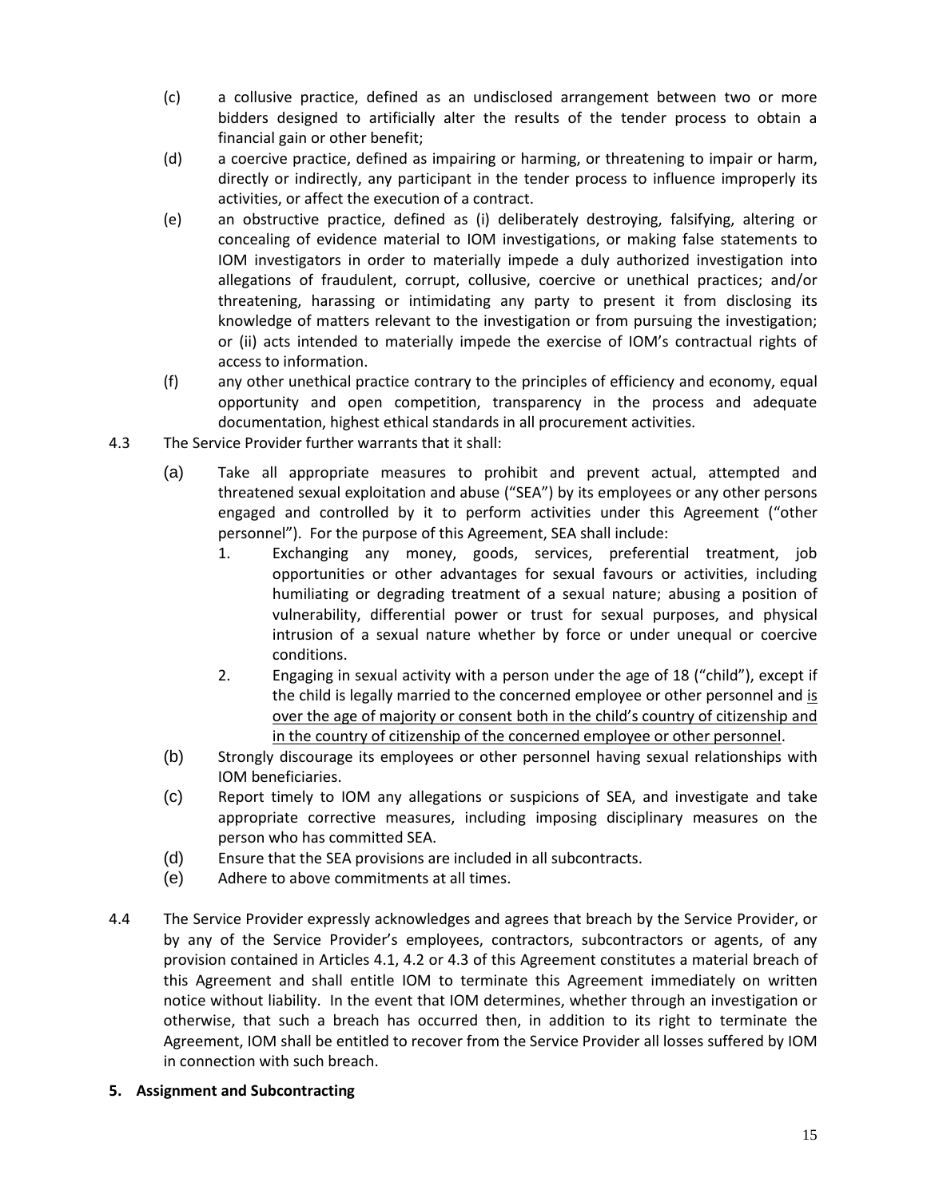(c) a collusive practice, defined as an undisclosed arrangement between two or more bidders designed to artificially alter the results of the tender process to obtain a financial gain or other benefit;

(d) a coercive practice, defined as impairing or harming, or threatening to impair or harm, directly or indirectly, any participant in the tender process to influence improperly its activities, or affect the execution of a contract.

(e) an obstructive practice, defined as (i) deliberately destroying, falsifying, altering or concealing of evidence material to IOM investigations, or making false statements to IOM investigators in order to materially impede a duly authorized investigation into allegations of fraudulent, corrupt, collusive, coercive or unethical practices; and/or threatening, harassing or intimidating any party to present it from disclosing its knowledge of matters relevant to the investigation or from pursuing the investigation; or (ii) acts intended to materially impede the exercise of IOM's contractual rights of access to information.

(f) any other unethical practice contrary to the principles of efficiency and economy, equal opportunity and open competition, transparency in the process and adequate documentation, highest ethical standards in all procurement activities.

4.3 The Service Provider further warrants that it shall:

(a) Take all appropriate measures to prohibit and prevent actual, attempted and threatened sexual exploitation and abuse ("SEA") by its employees or any other persons engaged and controlled by it to perform activities under this Agreement ("other personnel"). For the purpose of this Agreement, SEA shall include:

1. Exchanging any money, goods, services, preferential treatment, job opportunities or other advantages for sexual favours or activities, including humiliating or degrading treatment of a sexual nature; abusing a position of vulnerability, differential power or trust for sexual purposes, and physical intrusion of a sexual nature whether by force or under unequal or coercive conditions.
2. Engaging in sexual activity with a person under the age of 18 ("child"), except if the child is legally married to the concerned employee or other personnel and <u>is over the age of majority or consent both in the child's country of citizenship and in the country of citizenship of the concerned employee or other personnel</u>.

(b) Strongly discourage its employees or other personnel having sexual relationships with IOM beneficiaries.

(c) Report timely to IOM any allegations or suspicions of SEA, and investigate and take appropriate corrective measures, including imposing disciplinary measures on the person who has committed SEA.

(d) Ensure that the SEA provisions are included in all subcontracts.

(e) Adhere to above commitments at all times.

4.4 The Service Provider expressly acknowledges and agrees that breach by the Service Provider, or by any of the Service Provider's employees, contractors, subcontractors or agents, of any provision contained in Articles 4.1, 4.2 or 4.3 of this Agreement constitutes a material breach of this Agreement and shall entitle IOM to terminate this Agreement immediately on written notice without liability. In the event that IOM determines, whether through an investigation or otherwise, that such a breach has occurred then, in addition to its right to terminate the Agreement, IOM shall be entitled to recover from the Service Provider all losses suffered by IOM in connection with such breach.

**5. Assignment and Subcontracting**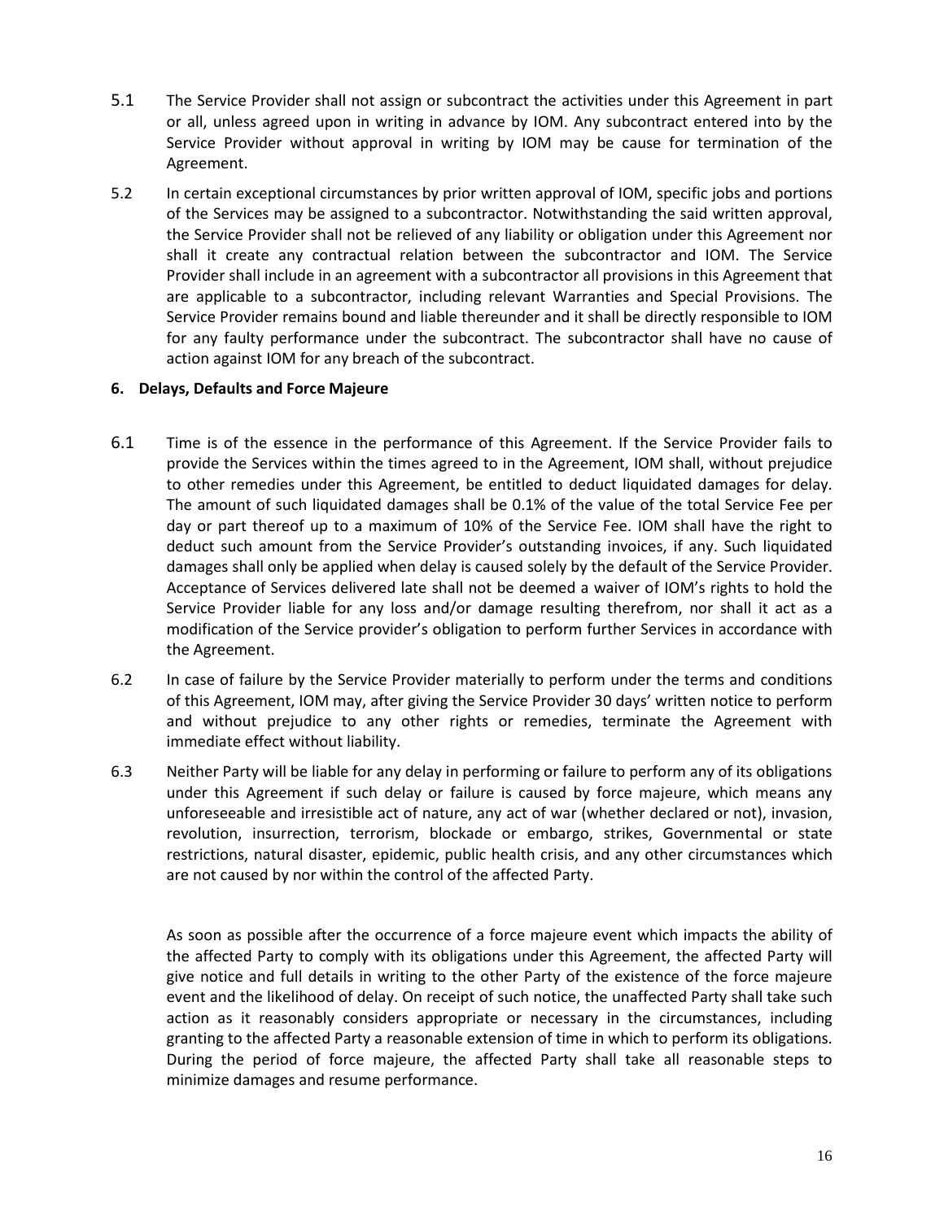5.1 The Service Provider shall not assign or subcontract the activities under this Agreement in part or all, unless agreed upon in writing in advance by IOM. Any subcontract entered into by the Service Provider without approval in writing by IOM may be cause for termination of the Agreement.

5.2 In certain exceptional circumstances by prior written approval of IOM, specific jobs and portions of the Services may be assigned to a subcontractor. Notwithstanding the said written approval, the Service Provider shall not be relieved of any liability or obligation under this Agreement nor shall it create any contractual relation between the subcontractor and IOM. The Service Provider shall include in an agreement with a subcontractor all provisions in this Agreement that are applicable to a subcontractor, including relevant Warranties and Special Provisions. The Service Provider remains bound and liable thereunder and it shall be directly responsible to IOM for any faulty performance under the subcontract. The subcontractor shall have no cause of action against IOM for any breach of the subcontract.

**6. Delays, Defaults and Force Majeure**

6.1 Time is of the essence in the performance of this Agreement. If the Service Provider fails to provide the Services within the times agreed to in the Agreement, IOM shall, without prejudice to other remedies under this Agreement, be entitled to deduct liquidated damages for delay. The amount of such liquidated damages shall be 0.1% of the value of the total Service Fee per day or part thereof up to a maximum of 10% of the Service Fee. IOM shall have the right to deduct such amount from the Service Provider's outstanding invoices, if any. Such liquidated damages shall only be applied when delay is caused solely by the default of the Service Provider. Acceptance of Services delivered late shall not be deemed a waiver of IOM's rights to hold the Service Provider liable for any loss and/or damage resulting therefrom, nor shall it act as a modification of the Service provider's obligation to perform further Services in accordance with the Agreement.

6.2 In case of failure by the Service Provider materially to perform under the terms and conditions of this Agreement, IOM may, after giving the Service Provider 30 days' written notice to perform and without prejudice to any other rights or remedies, terminate the Agreement with immediate effect without liability.

6.3 Neither Party will be liable for any delay in performing or failure to perform any of its obligations under this Agreement if such delay or failure is caused by force majeure, which means any unforeseeable and irresistible act of nature, any act of war (whether declared or not), invasion, revolution, insurrection, terrorism, blockade or embargo, strikes, Governmental or state restrictions, natural disaster, epidemic, public health crisis, and any other circumstances which are not caused by nor within the control of the affected Party.

As soon as possible after the occurrence of a force majeure event which impacts the ability of the affected Party to comply with its obligations under this Agreement, the affected Party will give notice and full details in writing to the other Party of the existence of the force majeure event and the likelihood of delay. On receipt of such notice, the unaffected Party shall take such action as it reasonably considers appropriate or necessary in the circumstances, including granting to the affected Party a reasonable extension of time in which to perform its obligations. During the period of force majeure, the affected Party shall take all reasonable steps to minimize damages and resume performance.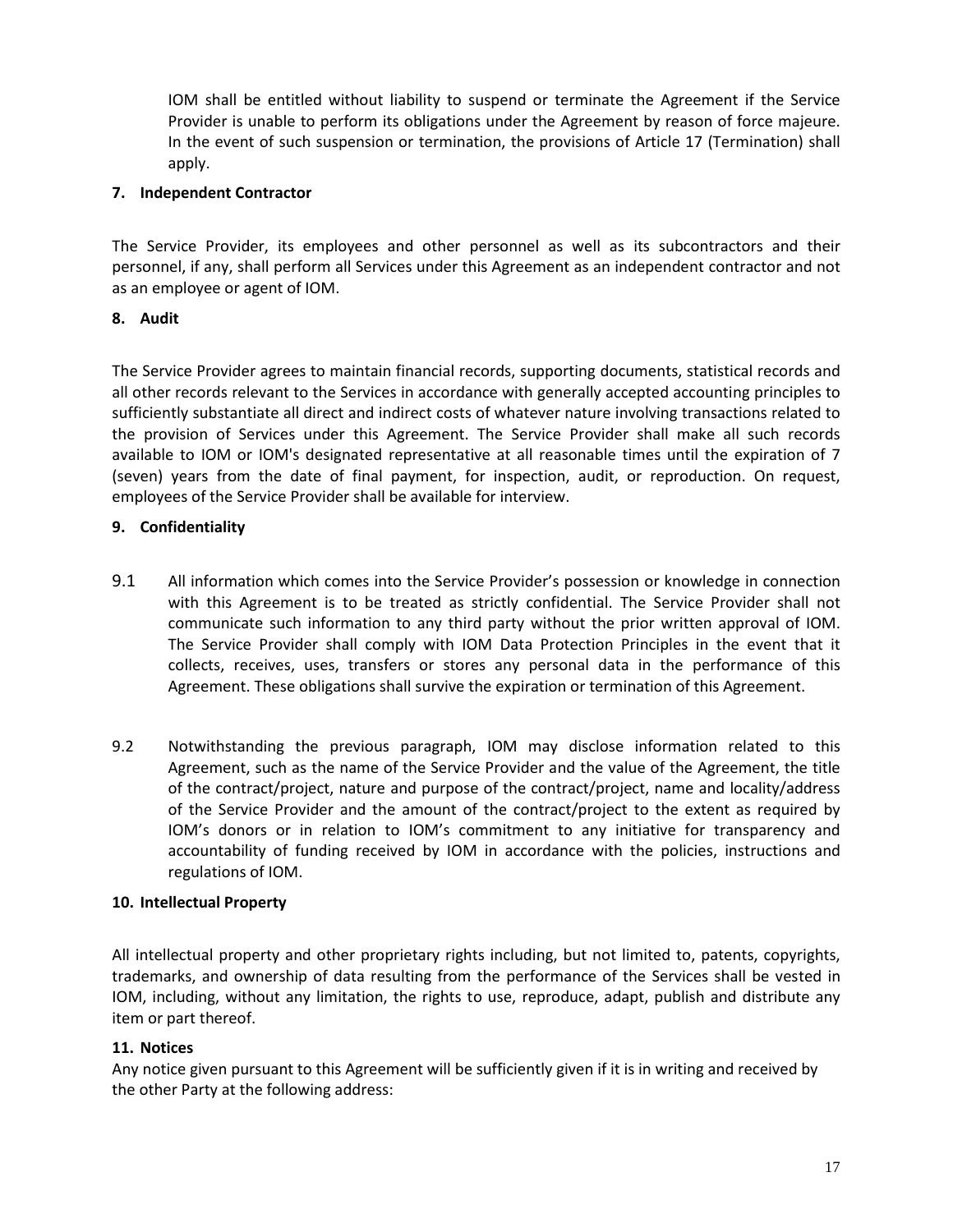IOM shall be entitled without liability to suspend or terminate the Agreement if the Service Provider is unable to perform its obligations under the Agreement by reason of force majeure. In the event of such suspension or termination, the provisions of Article 17 (Termination) shall apply.

**7. Independent Contractor**

The Service Provider, its employees and other personnel as well as its subcontractors and their personnel, if any, shall perform all Services under this Agreement as an independent contractor and not as an employee or agent of IOM.

**8. Audit**

The Service Provider agrees to maintain financial records, supporting documents, statistical records and all other records relevant to the Services in accordance with generally accepted accounting principles to sufficiently substantiate all direct and indirect costs of whatever nature involving transactions related to the provision of Services under this Agreement. The Service Provider shall make all such records available to IOM or IOM's designated representative at all reasonable times until the expiration of 7 (seven) years from the date of final payment, for inspection, audit, or reproduction. On request, employees of the Service Provider shall be available for interview.

**9. Confidentiality**

9.1 All information which comes into the Service Provider's possession or knowledge in connection with this Agreement is to be treated as strictly confidential. The Service Provider shall not communicate such information to any third party without the prior written approval of IOM. The Service Provider shall comply with IOM Data Protection Principles in the event that it collects, receives, uses, transfers or stores any personal data in the performance of this Agreement. These obligations shall survive the expiration or termination of this Agreement.

9.2 Notwithstanding the previous paragraph, IOM may disclose information related to this Agreement, such as the name of the Service Provider and the value of the Agreement, the title of the contract/project, nature and purpose of the contract/project, name and locality/address of the Service Provider and the amount of the contract/project to the extent as required by IOM's donors or in relation to IOM's commitment to any initiative for transparency and accountability of funding received by IOM in accordance with the policies, instructions and regulations of IOM.

**10. Intellectual Property**

All intellectual property and other proprietary rights including, but not limited to, patents, copyrights, trademarks, and ownership of data resulting from the performance of the Services shall be vested in IOM, including, without any limitation, the rights to use, reproduce, adapt, publish and distribute any item or part thereof.

**11. Notices**

Any notice given pursuant to this Agreement will be sufficiently given if it is in writing and received by the other Party at the following address: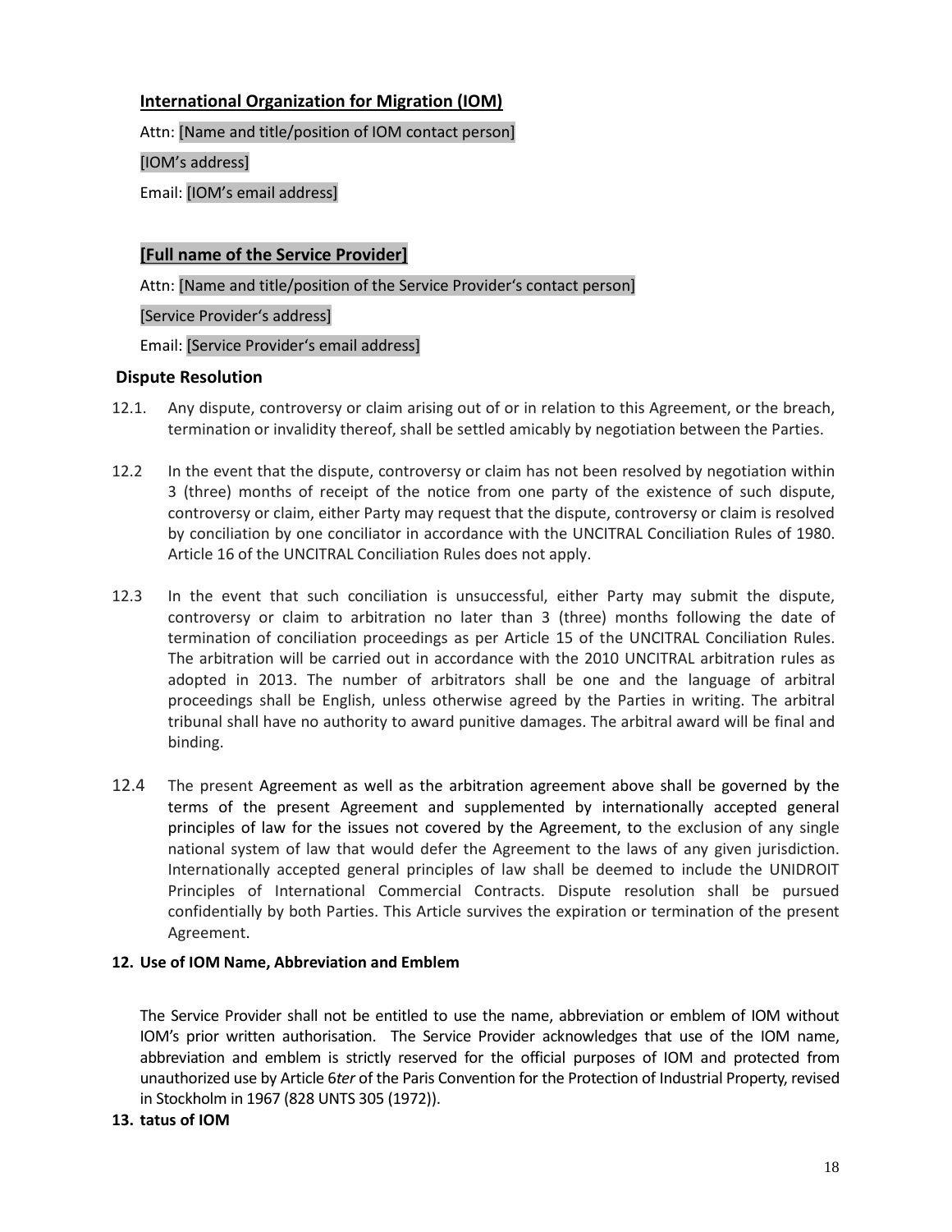**International Organization for Migration (IOM)**

Attn: [Name and title/position of IOM contact person]

[IOM's address]

Email: [IOM's email address]

**[Full name of the Service Provider]**

Attn: [Name and title/position of the Service Provider's contact person]

[Service Provider's address]

Email: [Service Provider's email address]

**Dispute Resolution**

12.1. Any dispute, controversy or claim arising out of or in relation to this Agreement, or the breach, termination or invalidity thereof, shall be settled amicably by negotiation between the Parties.

12.2 In the event that the dispute, controversy or claim has not been resolved by negotiation within 3 (three) months of receipt of the notice from one party of the existence of such dispute, controversy or claim, either Party may request that the dispute, controversy or claim is resolved by conciliation by one conciliator in accordance with the UNCITRAL Conciliation Rules of 1980. Article 16 of the UNCITRAL Conciliation Rules does not apply.

12.3 In the event that such conciliation is unsuccessful, either Party may submit the dispute, controversy or claim to arbitration no later than 3 (three) months following the date of termination of conciliation proceedings as per Article 15 of the UNCITRAL Conciliation Rules. The arbitration will be carried out in accordance with the 2010 UNCITRAL arbitration rules as adopted in 2013. The number of arbitrators shall be one and the language of arbitral proceedings shall be English, unless otherwise agreed by the Parties in writing. The arbitral tribunal shall have no authority to award punitive damages. The arbitral award will be final and binding.

12.4 The present Agreement as well as the arbitration agreement above shall be governed by the terms of the present Agreement and supplemented by internationally accepted general principles of law for the issues not covered by the Agreement, to the exclusion of any single national system of law that would defer the Agreement to the laws of any given jurisdiction. Internationally accepted general principles of law shall be deemed to include the UNIDROIT Principles of International Commercial Contracts. Dispute resolution shall be pursued confidentially by both Parties. This Article survives the expiration or termination of the present Agreement.

**12. Use of IOM Name, Abbreviation and Emblem**

The Service Provider shall not be entitled to use the name, abbreviation or emblem of IOM without IOM's prior written authorisation. The Service Provider acknowledges that use of the IOM name, abbreviation and emblem is strictly reserved for the official purposes of IOM and protected from unauthorized use by Article 6*ter* of the Paris Convention for the Protection of Industrial Property, revised in Stockholm in 1967 (828 UNTS 305 (1972)).

**13. tatus of IOM**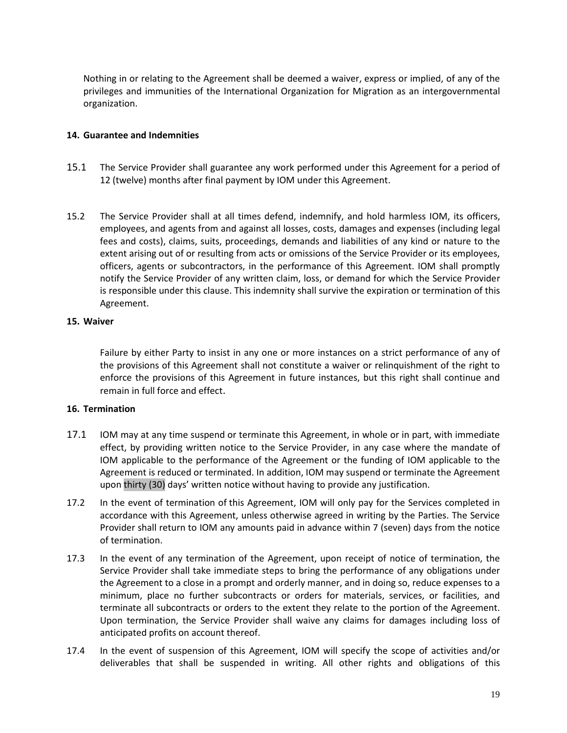Nothing in or relating to the Agreement shall be deemed a waiver, express or implied, of any of the privileges and immunities of the International Organization for Migration as an intergovernmental organization.

**14. Guarantee and Indemnities**

15.1 The Service Provider shall guarantee any work performed under this Agreement for a period of 12 (twelve) months after final payment by IOM under this Agreement.

15.2 The Service Provider shall at all times defend, indemnify, and hold harmless IOM, its officers, employees, and agents from and against all losses, costs, damages and expenses (including legal fees and costs), claims, suits, proceedings, demands and liabilities of any kind or nature to the extent arising out of or resulting from acts or omissions of the Service Provider or its employees, officers, agents or subcontractors, in the performance of this Agreement. IOM shall promptly notify the Service Provider of any written claim, loss, or demand for which the Service Provider is responsible under this clause. This indemnity shall survive the expiration or termination of this Agreement.

**15. Waiver**

Failure by either Party to insist in any one or more instances on a strict performance of any of the provisions of this Agreement shall not constitute a waiver or relinquishment of the right to enforce the provisions of this Agreement in future instances, but this right shall continue and remain in full force and effect.

**16. Termination**

17.1 IOM may at any time suspend or terminate this Agreement, in whole or in part, with immediate effect, by providing written notice to the Service Provider, in any case where the mandate of IOM applicable to the performance of the Agreement or the funding of IOM applicable to the Agreement is reduced or terminated. In addition, IOM may suspend or terminate the Agreement upon thirty (30) days' written notice without having to provide any justification.

17.2 In the event of termination of this Agreement, IOM will only pay for the Services completed in accordance with this Agreement, unless otherwise agreed in writing by the Parties. The Service Provider shall return to IOM any amounts paid in advance within 7 (seven) days from the notice of termination.

17.3 In the event of any termination of the Agreement, upon receipt of notice of termination, the Service Provider shall take immediate steps to bring the performance of any obligations under the Agreement to a close in a prompt and orderly manner, and in doing so, reduce expenses to a minimum, place no further subcontracts or orders for materials, services, or facilities, and terminate all subcontracts or orders to the extent they relate to the portion of the Agreement. Upon termination, the Service Provider shall waive any claims for damages including loss of anticipated profits on account thereof.

17.4 In the event of suspension of this Agreement, IOM will specify the scope of activities and/or deliverables that shall be suspended in writing. All other rights and obligations of this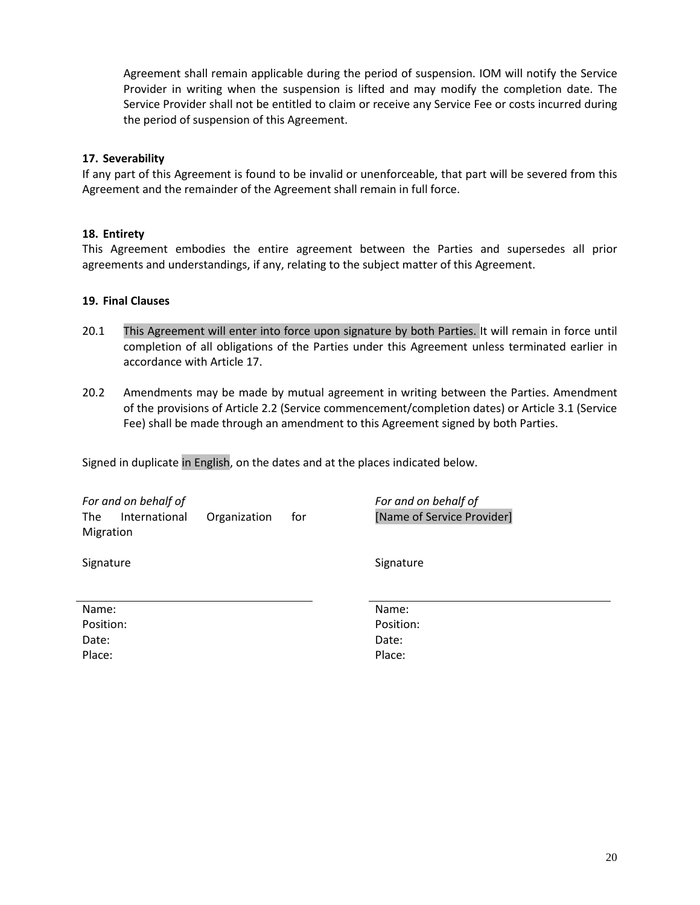Agreement shall remain applicable during the period of suspension. IOM will notify the Service Provider in writing when the suspension is lifted and may modify the completion date. The Service Provider shall not be entitled to claim or receive any Service Fee or costs incurred during the period of suspension of this Agreement.

**17. Severability**

If any part of this Agreement is found to be invalid or unenforceable, that part will be severed from this Agreement and the remainder of the Agreement shall remain in full force.

**18. Entirety**

This Agreement embodies the entire agreement between the Parties and supersedes all prior agreements and understandings, if any, relating to the subject matter of this Agreement.

**19. Final Clauses**

20.1 This Agreement will enter into force upon signature by both Parties. It will remain in force until completion of all obligations of the Parties under this Agreement unless terminated earlier in accordance with Article 17.

20.2 Amendments may be made by mutual agreement in writing between the Parties. Amendment of the provisions of Article 2.2 (Service commencement/completion dates) or Article 3.1 (Service Fee) shall be made through an amendment to this Agreement signed by both Parties.

Signed in duplicate in English, on the dates and at the places indicated below.

*For and on behalf of*
The International Organization for Migration

Signature

______________________________

Name:
Position:
Date:
Place:

*For and on behalf of*
[Name of Service Provider]

Signature

______________________________

Name:
Position:
Date:
Place: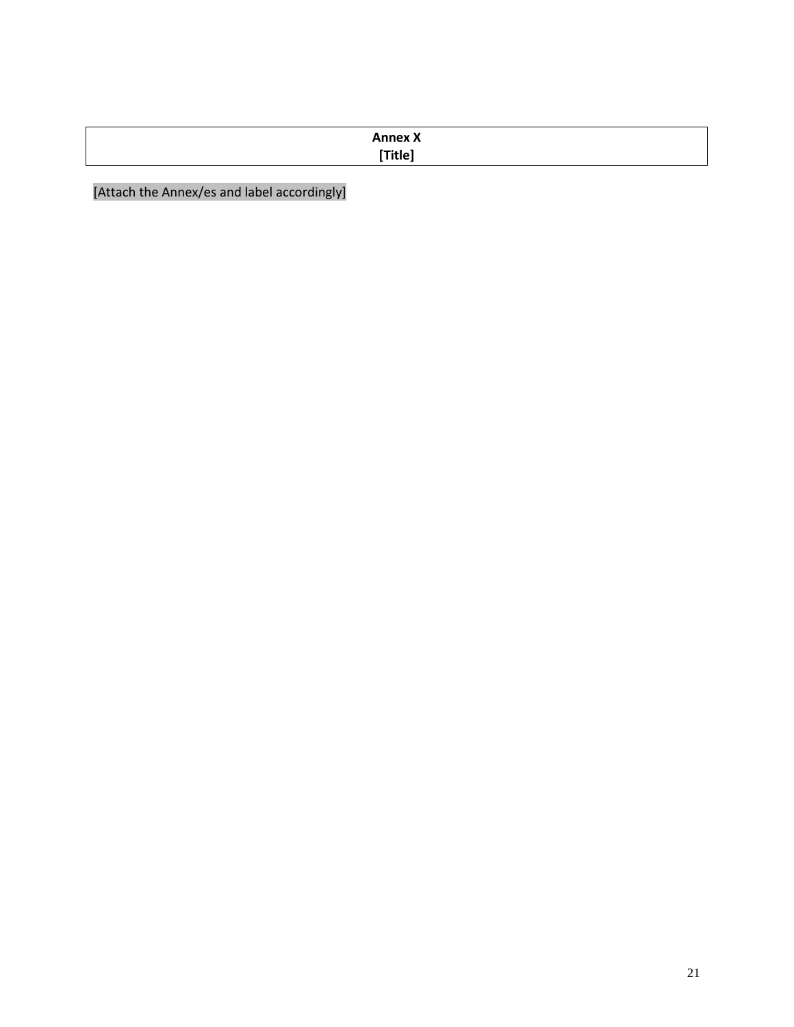**Annex X**
**[Title]**

[Attach the Annex/es and label accordingly]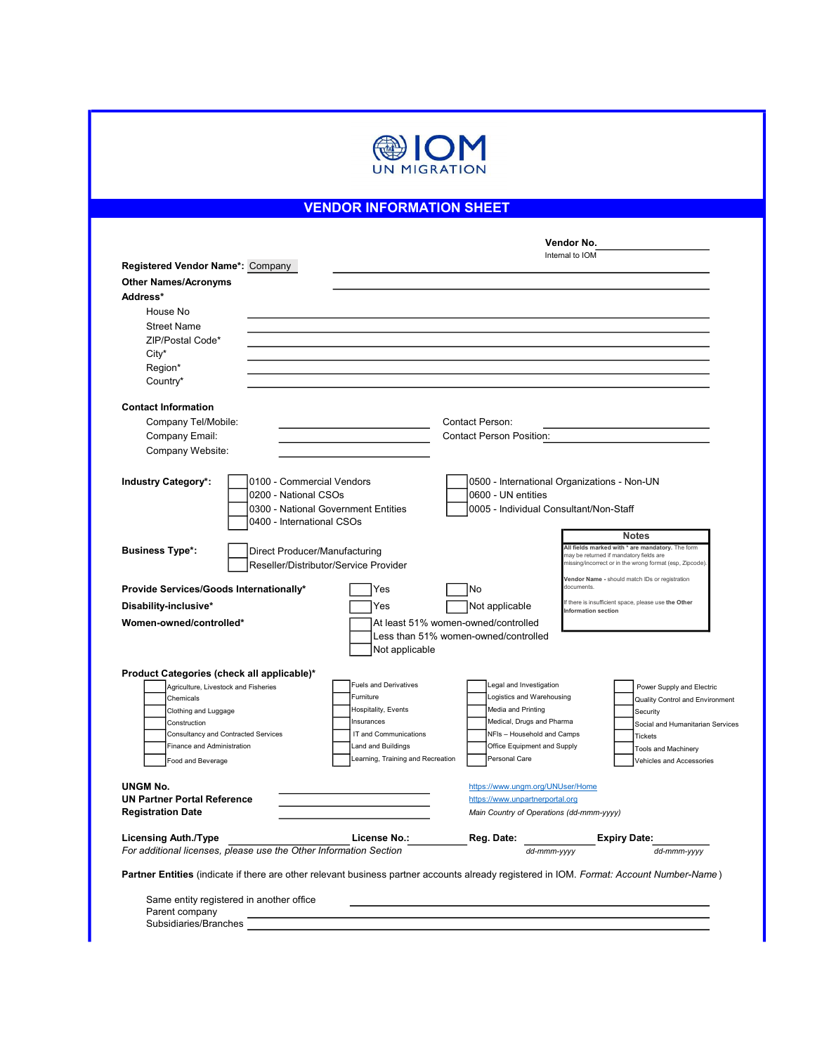IOM UN MIGRATION

# VENDOR INFORMATION SHEET

**Vendor No.** ____________________
Internal to IOM

**Registered Vendor Name*:** Company ____________________

**Other Names/Acronyms** ____________________

**Address***

- House No ____________________
- Street Name ____________________
- ZIP/Postal Code* ____________________
- City* ____________________
- Region* ____________________
- Country* ____________________

**Contact Information**

- Company Tel/Mobile: ____________________
- Company Email: ____________________
- Company Website: ____________________
- Contact Person: ____________________
- Contact Person Position: ____________________

**Industry Category*:**

- ☐ 0100 - Commercial Vendors
- ☐ 0200 - National CSOs
- ☐ 0300 - National Government Entities
- ☐ 0400 - International CSOs
- ☐ 0500 - International Organizations - Non-UN
- ☐ 0600 - UN entities
- ☐ 0005 - Individual Consultant/Non-Staff

**Business Type*:**

- ☐ Direct Producer/Manufacturing
- ☐ Reseller/Distributor/Service Provider

**Provide Services/Goods Internationally*** ☐ Yes ☐ No

**Disability-inclusive*** ☐ Yes ☐ Not applicable

**Women-owned/controlled***

- ☐ At least 51% women-owned/controlled
- ☐ Less than 51% women-owned/controlled
- ☐ Not applicable

**Notes**

**All fields marked with * are mandatory.** The form may be returned if mandatory fields are missing/incorrect or in the wrong format (esp, Zipcode).

**Vendor Name** - should match IDs or registration documents.

If there is insufficient space, please use **the Other Information section**

**Product Categories (check all applicable)***

| | | | |
|---|---|---|---|
| ☐ Agriculture, Livestock and Fisheries | ☐ Fuels and Derivatives | ☐ Legal and Investigation | ☐ Power Supply and Electric |
| ☐ Chemicals | ☐ Furniture | ☐ Logistics and Warehousing | ☐ Quality Control and Environment |
| ☐ Clothing and Luggage | ☐ Hospitality, Events | ☐ Media and Printing | ☐ Security |
| ☐ Construction | ☐ Insurances | ☐ Medical, Drugs and Pharma | ☐ Social and Humanitarian Services |
| ☐ Consultancy and Contracted Services | ☐ IT and Communications | ☐ NFIs – Household and Camps | ☐ Tickets |
| ☐ Finance and Administration | ☐ Land and Buildings | ☐ Office Equipment and Supply | ☐ Tools and Machinery |
| ☐ Food and Beverage | ☐ Learning, Training and Recreation | ☐ Personal Care | ☐ Vehicles and Accessories |

**UNGM No.** ____________________ https://www.ungm.org/UNUser/Home

**UN Partner Portal Reference** ____________________ https://www.unpartnerportal.org

**Registration Date** ____________________ *Main Country of Operations (dd-mmm-yyyy)*

**Licensing Auth./Type** ____________________ **License No.:** ____________________ **Reg. Date:** ____________________ *dd-mmm-yyyy* **Expiry Date:** ____________________ *dd-mmm-yyyy*

*For additional licenses, please use the Other Information Section*

**Partner Entities** (indicate if there are other relevant business partner accounts already registered in IOM. *Format: Account Number-Name* )

- Same entity registered in another office ____________________
- Parent company ____________________
- Subsidiaries/Branches ____________________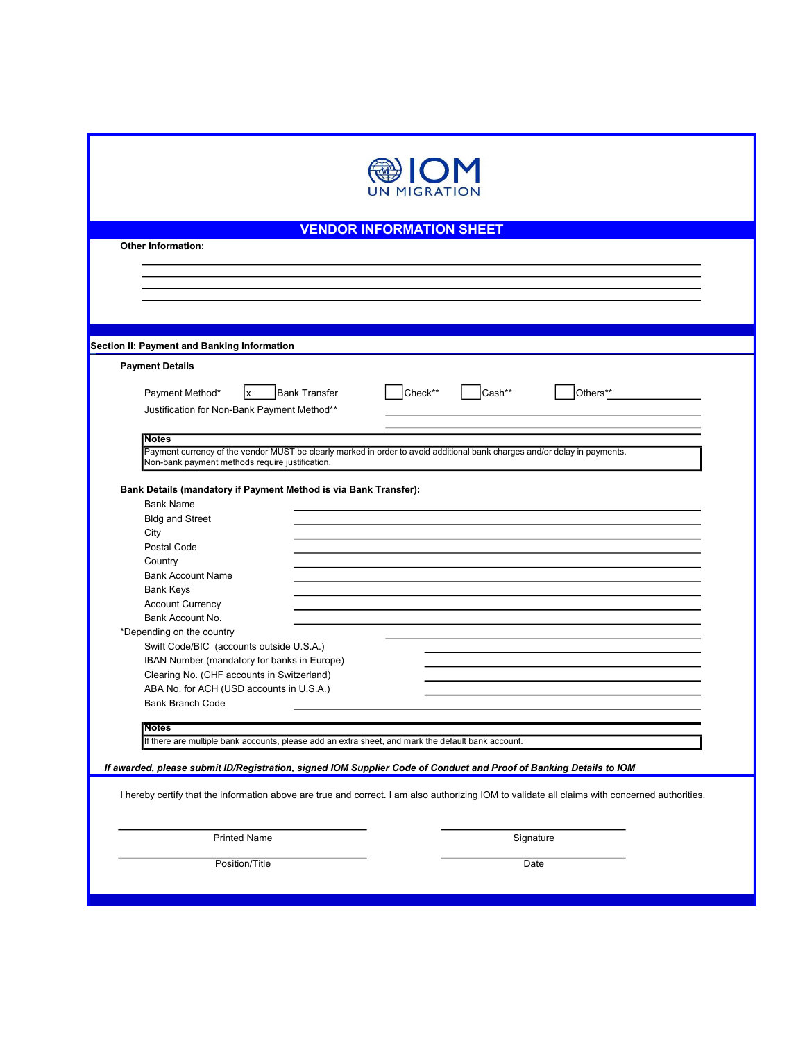IOM
UN MIGRATION

# VENDOR INFORMATION SHEET

**Other Information:**

______________________________________________

______________________________________________

______________________________________________

______________________________________________

## Section II: Payment and Banking Information

**Payment Details**

Payment Method* [x] Bank Transfer [ ] Check** [ ] Cash** [ ] Others** ____________

Justification for Non-Bank Payment Method** ____________________

____________________

**Notes**
Payment currency of the vendor MUST be clearly marked in order to avoid additional bank charges and/or delay in payments.
Non-bank payment methods require justification.

**Bank Details (mandatory if Payment Method is via Bank Transfer):**

Bank Name ____________________

Bldg and Street ____________________

City ____________________

Postal Code ____________________

Country ____________________

Bank Account Name ____________________

Bank Keys ____________________

Account Currency ____________________

Bank Account No. ____________________

*Depending on the country ____________________

Swift Code/BIC (accounts outside U.S.A.) ____________________

IBAN Number (mandatory for banks in Europe) ____________________

Clearing No. (CHF accounts in Switzerland) ____________________

ABA No. for ACH (USD accounts in U.S.A.) ____________________

Bank Branch Code ____________________

**Notes**
If there are multiple bank accounts, please add an extra sheet, and mark the default bank account.

***If awarded, please submit ID/Registration, signed IOM Supplier Code of Conduct and Proof of Banking Details to IOM***

I hereby certify that the information above are true and correct. I am also authorizing IOM to validate all claims with concerned authorities.

| | |
|---|---|
| ____________________ | ____________________ |
| Printed Name | Signature |
| ____________________ | ____________________ |
| Position/Title | Date |